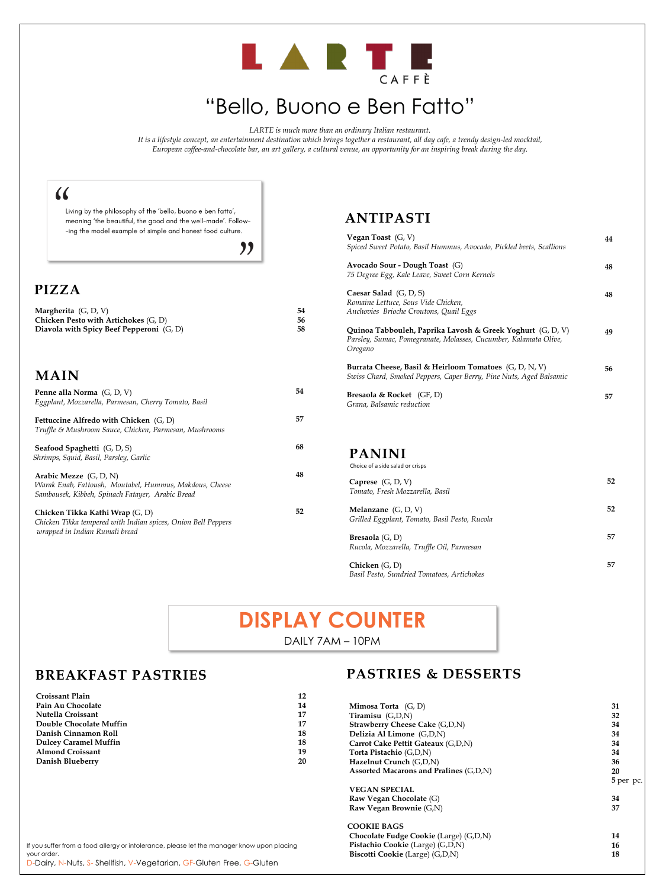# LARTE CAFFÈ

# "Bello, Buono e Ben Fatto"

*LARTE is much more than an ordinary Italian restaurant.*
*It is a lifestyle concept, an entertainment destination which brings together a restaurant, all day cafe, a trendy design-led mocktail, European coffee-and-chocolate bar, an art gallery, a cultural venue, an opportunity for an inspiring break during the day.*

> Living by the philosophy of the 'bello, buono e ben fatto', meaning 'the beautiful, the good and the well-made'. Follow--ing the model example of simple and honest food culture.

## PIZZA

| Item | Price |
|---|---|
| **Margherita** (G, D, V) | 54 |
| **Chicken Pesto with Artichokes** (G, D) | 56 |
| **Diavola with Spicy Beef Pepperoni** (G, D) | 58 |

## MAIN

| Item | Price |
|---|---|
| **Penne alla Norma** (G, D, V)<br>*Eggplant, Mozzarella, Parmesan, Cherry Tomato, Basil* | 54 |
| **Fettuccine Alfredo with Chicken** (G, D)<br>*Truffle & Mushroom Sauce, Chicken, Parmesan, Mushrooms* | 57 |
| **Seafood Spaghetti** (G, D, S)<br>*Shrimps, Squid, Basil, Parsley, Garlic* | 68 |
| **Arabic Mezze** (G, D, N)<br>*Warak Enab, Fattoush, Moutabel, Hummus, Makdous, Cheese Sambousek, Kibbeh, Spinach Fatayer, Arabic Bread* | 48 |
| **Chicken Tikka Kathi Wrap** (G, D)<br>*Chicken Tikka tempered with Indian spices, Onion Bell Peppers wrapped in Indian Rumali bread* | 52 |

## ANTIPASTI

| Item | Price |
|---|---|
| **Vegan Toast** (G, V)<br>*Spiced Sweet Potato, Basil Hummus, Avocado, Pickled beets, Scallions* | 44 |
| **Avocado Sour - Dough Toast** (G)<br>*75 Degree Egg, Kale Leave, Sweet Corn Kernels* | 48 |
| **Caesar Salad** (G, D, S)<br>*Romaine Lettuce, Sous Vide Chicken, Anchovies Brioche Croutons, Quail Eggs* | 48 |
| **Quinoa Tabbouleh, Paprika Lavosh & Greek Yoghurt** (G, D, V)<br>*Parsley, Sumac, Pomegranate, Molasses, Cucumber, Kalamata Olive, Oregano* | 49 |
| **Burrata Cheese, Basil & Heirloom Tomatoes** (G, D, N, V)<br>*Swiss Chard, Smoked Peppers, Caper Berry, Pine Nuts, Aged Balsamic* | 56 |
| **Bresaola & Rocket** (GF, D)<br>*Grana, Balsamic reduction* | 57 |

## PANINI

Choice of a side salad or crisps

| Item | Price |
|---|---|
| **Caprese** (G, D, V)<br>*Tomato, Fresh Mozzarella, Basil* | 52 |
| **Melanzane** (G, D, V)<br>*Grilled Eggplant, Tomato, Basil Pesto, Rucola* | 52 |
| **Bresaola** (G, D)<br>*Rucola, Mozzarella, Truffle Oil, Parmesan* | 57 |
| **Chicken** (G, D)<br>*Basil Pesto, Sundried Tomatoes, Artichokes* | 57 |

# DISPLAY COUNTER

DAILY 7AM – 10PM

## BREAKFAST PASTRIES

| Item | Price |
|---|---|
| **Croissant Plain** | 12 |
| **Pain Au Chocolate** | 14 |
| **Nutella Croissant** | 17 |
| **Double Chocolate Muffin** | 17 |
| **Danish Cinnamon Roll** | 18 |
| **Dulcey Caramel Muffin** | 18 |
| **Almond Croissant** | 19 |
| **Danish Blueberry** | 20 |

## PASTRIES & DESSERTS

| Item | Price |
|---|---|
| **Mimosa Torta** (G, D) | 31 |
| **Tiramisu** (G,D,N) | 32 |
| **Strawberry Cheese Cake** (G,D,N) | 34 |
| **Delizia Al Limone** (G,D,N) | 34 |
| **Carrot Cake Pettit Gateaux** (G,D,N) | 34 |
| **Torta Pistachio** (G,D,N) | 34 |
| **Hazelnut Crunch** (G,D,N) | 36 |
| **Assorted Macarons and Pralines** (G,D,N) | 20<br>5 per pc. |

**VEGAN SPECIAL**

| Item | Price |
|---|---|
| **Raw Vegan Chocolate** (G) | 34 |
| **Raw Vegan Brownie** (G,N) | 37 |

**COOKIE BAGS**

| Item | Price |
|---|---|
| **Chocolate Fudge Cookie** (Large) (G,D,N) | 14 |
| **Pistachio Cookie** (Large) (G,D,N) | 16 |
| **Biscotti Cookie** (Large) (G,D,N) | 18 |

If you suffer from a food allergy or intolerance, please let the manager know upon placing your order.

D-Dairy, N-Nuts, S- Shellfish, V-Vegetarian, GF-Gluten Free, G-Gluten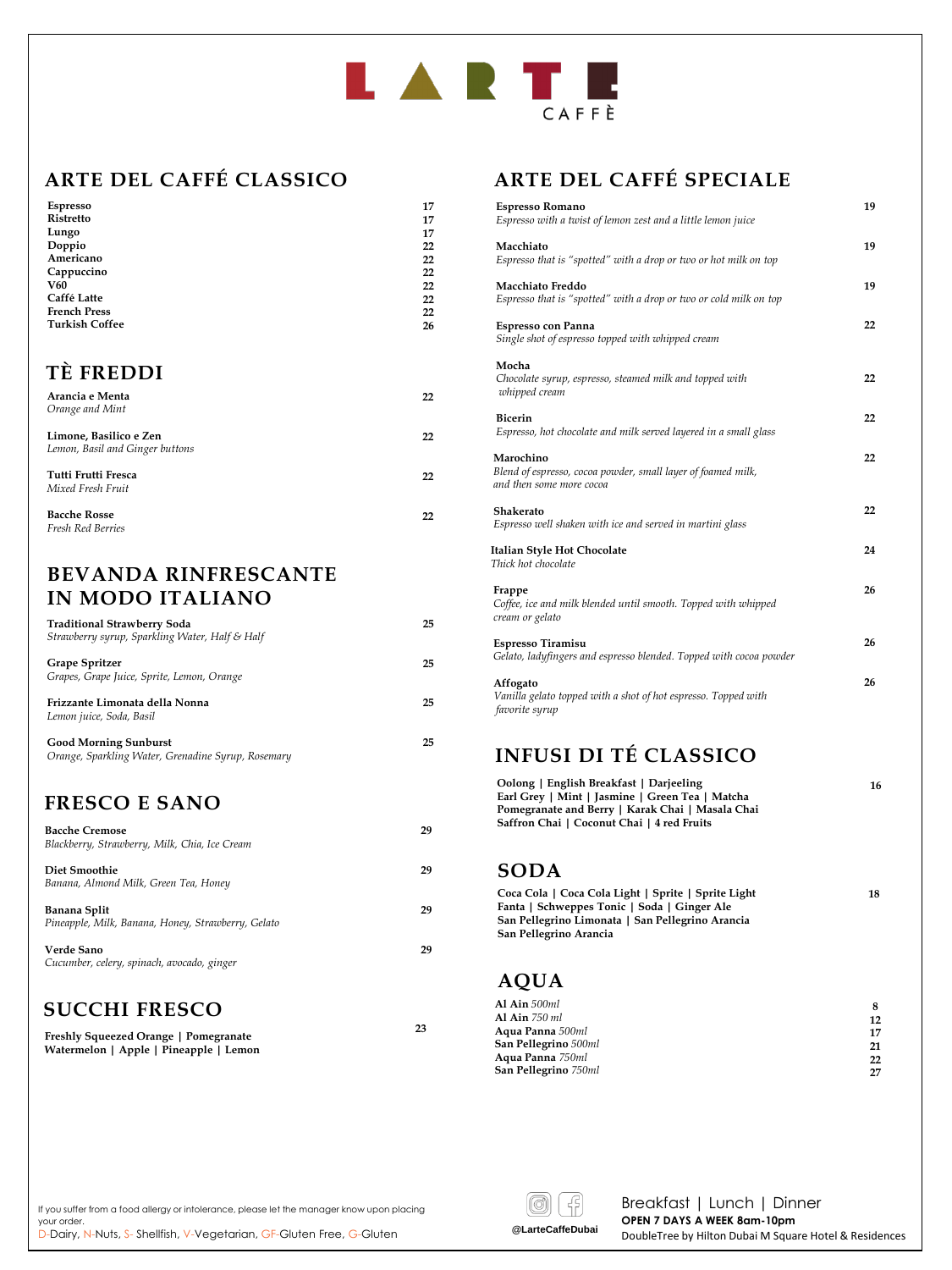# LARTE CAFFÈ

## ARTE DEL CAFFÉ CLASSICO

| | |
|---|---|
| **Espresso** | 17 |
| **Ristretto** | 17 |
| **Lungo** | 17 |
| **Doppio** | 22 |
| **Americano** | 22 |
| **Cappuccino** | 22 |
| **V60** | 22 |
| **Caffé Latte** | 22 |
| **French Press** | 22 |
| **Turkish Coffee** | 26 |

## TÈ FREDDI

**Arancia e Menta** 22
*Orange and Mint*

**Limone, Basilico e Zen** 22
*Lemon, Basil and Ginger buttons*

**Tutti Frutti Fresca** 22
*Mixed Fresh Fruit*

**Bacche Rosse** 22
*Fresh Red Berries*

## BEVANDA RINFRESCANTE IN MODO ITALIANO

**Traditional Strawberry Soda** 25
*Strawberry syrup, Sparkling Water, Half & Half*

**Grape Spritzer** 25
*Grapes, Grape Juice, Sprite, Lemon, Orange*

**Frizzante Limonata della Nonna** 25
*Lemon juice, Soda, Basil*

**Good Morning Sunburst** 25
*Orange, Sparkling Water, Grenadine Syrup, Rosemary*

## FRESCO E SANO

**Bacche Cremose** 29
*Blackberry, Strawberry, Milk, Chia, Ice Cream*

**Diet Smoothie** 29
*Banana, Almond Milk, Green Tea, Honey*

**Banana Split** 29
*Pineapple, Milk, Banana, Honey, Strawberry, Gelato*

**Verde Sano** 29
*Cucumber, celery, spinach, avocado, ginger*

## SUCCHI FRESCO

**Freshly Squeezed Orange | Pomegranate**
**Watermelon | Apple | Pineapple | Lemon** 23

## ARTE DEL CAFFÉ SPECIALE

**Espresso Romano** 19
*Espresso with a twist of lemon zest and a little lemon juice*

**Macchiato** 19
*Espresso that is "spotted" with a drop or two or hot milk on top*

**Macchiato Freddo** 19
*Espresso that is "spotted" with a drop or two of cold milk on top*

**Espresso con Panna** 22
*Single shot of espresso topped with whipped cream*

**Mocha** 22
*Chocolate syrup, espresso, steamed milk and topped with whipped cream*

**Bicerin** 22
*Espresso, hot chocolate and milk served layered in a small glass*

**Marochino** 22
*Blend of espresso, cocoa powder, small layer of foamed milk, and then some more cocoa*

**Shakerato** 22
*Espresso well shaken with ice and served in martini glass*

**Italian Style Hot Chocolate** 24
*Thick hot chocolate*

**Frappe** 26
*Coffee, ice and milk blended until smooth. Topped with whipped cream or gelato*

**Espresso Tiramisu** 26
*Gelato, ladyfingers and espresso blended. Topped with cocoa powder*

**Affogato** 26
*Vanilla gelato topped with a shot of hot espresso. Topped with favorite syrup*

## INFUSI DI TÉ CLASSICO

**Oolong | English Breakfast | Darjeeling**
**Earl Grey | Mint | Jasmine | Green Tea | Matcha**
**Pomegranate and Berry | Karak Chai | Masala Chai**
**Saffron Chai | Coconut Chai | 4 red Fruits** 16

## SODA

**Coca Cola | Coca Cola Light | Sprite | Sprite Light**
**Fanta | Schweppes Tonic | Soda | Ginger Ale**
**San Pellegrino Limonata | San Pellegrino Arancia**
**San Pellegrino Arancia** 18

## AQUA

| | |
|---|---|
| **Al Ain** *500ml* | 8 |
| **Al Ain** *750 ml* | 12 |
| **Aqua Panna** *500ml* | 17 |
| **San Pellegrino** *500ml* | 21 |
| **Aqua Panna** *750ml* | 22 |
| **San Pellegrino** *750ml* | 27 |

If you suffer from a food allergy or intolerance, please let the manager know upon placing your order.
D-Dairy, N-Nuts, S- Shellfish, V-Vegetarian, GF-Gluten Free, G-Gluten

@LarteCaffeDubai

Breakfast | Lunch | Dinner
**OPEN 7 DAYS A WEEK 8am-10pm**
DoubleTree by Hilton Dubai M Square Hotel & Residences